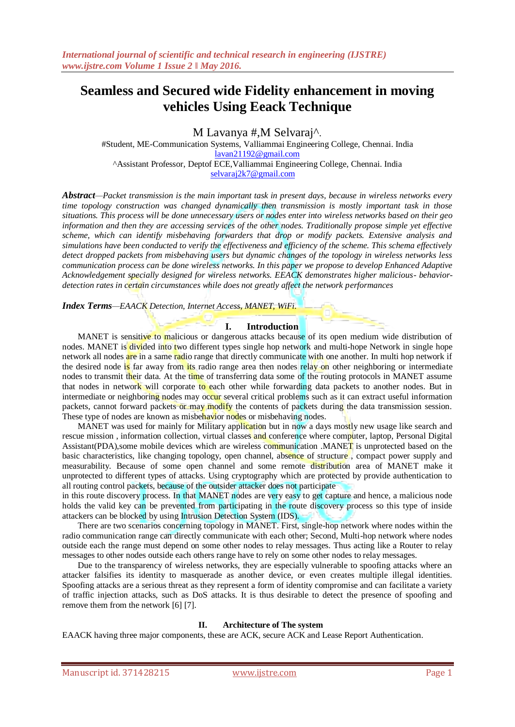# Seamless and Secured wide Fidelity enhancement in moving vehicles Using Eeack Technique

M Lavanya #,M Selvaraj^.

#Student, ME-Communication Systems, Valliammai Engineering College, Chennai. India
lavan21192@gmail.com
^Assistant Professor, Deptof ECE,Valliammai Engineering College, Chennai. India
selvaraj2k7@gmail.com

***Abstract***—*Packet transmission is the main important task in present days, because in wireless networks every time topology construction was changed dynamically then transmission is mostly important task in those situations. This process will be done unnecessary users or nodes enter into wireless networks based on their geo information and then they are accessing services of the other nodes. Traditionally propose simple yet effective scheme, which can identify misbehaving forwarders that drop or modify packets. Extensive analysis and simulations have been conducted to verify the effectiveness and efficiency of the scheme. This schema effectively detect dropped packets from misbehaving users but dynamic changes of the topology in wireless networks less communication process can be done wireless networks. In this paper we propose to develop Enhanced Adaptive Acknowledgement specially designed for wireless networks. EEACK demonstrates higher malicious- behavior-detection rates in certain circumstances while does not greatly affect the network performances*

***Index Terms***—*EAACK Detection, Internet Access, MANET, WiFi.*

## I. Introduction

MANET is sensitive to malicious or dangerous attacks because of its open medium wide distribution of nodes. MANET is divided into two different types single hop network and multi-hope Network in single hope network all nodes are in a same radio range that directly communicate with one another. In multi hop network if the desired node is far away from its radio range area then nodes relay on other neighboring or intermediate nodes to transmit their data. At the time of transferring data some of the routing protocols in MANET assume that nodes in network will corporate to each other while forwarding data packets to another nodes. But in intermediate or neighboring nodes may occur several critical problems such as it can extract useful information packets, cannot forward packets or may modify the contents of packets during the data transmission session. These type of nodes are known as misbehavior nodes or misbehaving nodes.

MANET was used for mainly for Military application but in now a days mostly new usage like search and rescue mission , information collection, virtual classes and conference where computer, laptop, Personal Digital Assistant(PDA),some mobile devices which are wireless communication .MANET is unprotected based on the basic characteristics, like changing topology, open channel, absence of structure , compact power supply and measurability. Because of some open channel and some remote distribution area of MANET make it unprotected to different types of attacks. Using cryptography which are protected by provide authentication to all routing control packets, because of the outsider attacker does not participate in this route discovery process. In that MANET nodes are very easy to get capture and hence, a malicious node holds the valid key can be prevented from participating in the route discovery process so this type of inside attackers can be blocked by using Intrusion Detection System (IDS).

There are two scenarios concerning topology in MANET. First, single-hop network where nodes within the radio communication range can directly communicate with each other; Second, Multi-hop network where nodes outside each the range must depend on some other nodes to relay messages. Thus acting like a Router to relay messages to other nodes outside each others range have to rely on some other nodes to relay messages.

Due to the transparency of wireless networks, they are especially vulnerable to spoofing attacks where an attacker falsifies its identity to masquerade as another device, or even creates multiple illegal identities. Spoofing attacks are a serious threat as they represent a form of identity compromise and can facilitate a variety of traffic injection attacks, such as DoS attacks. It is thus desirable to detect the presence of spoofing and remove them from the network [6] [7].

## II. Architecture of The system

EAACK having three major components, these are ACK, secure ACK and Lease Report Authentication.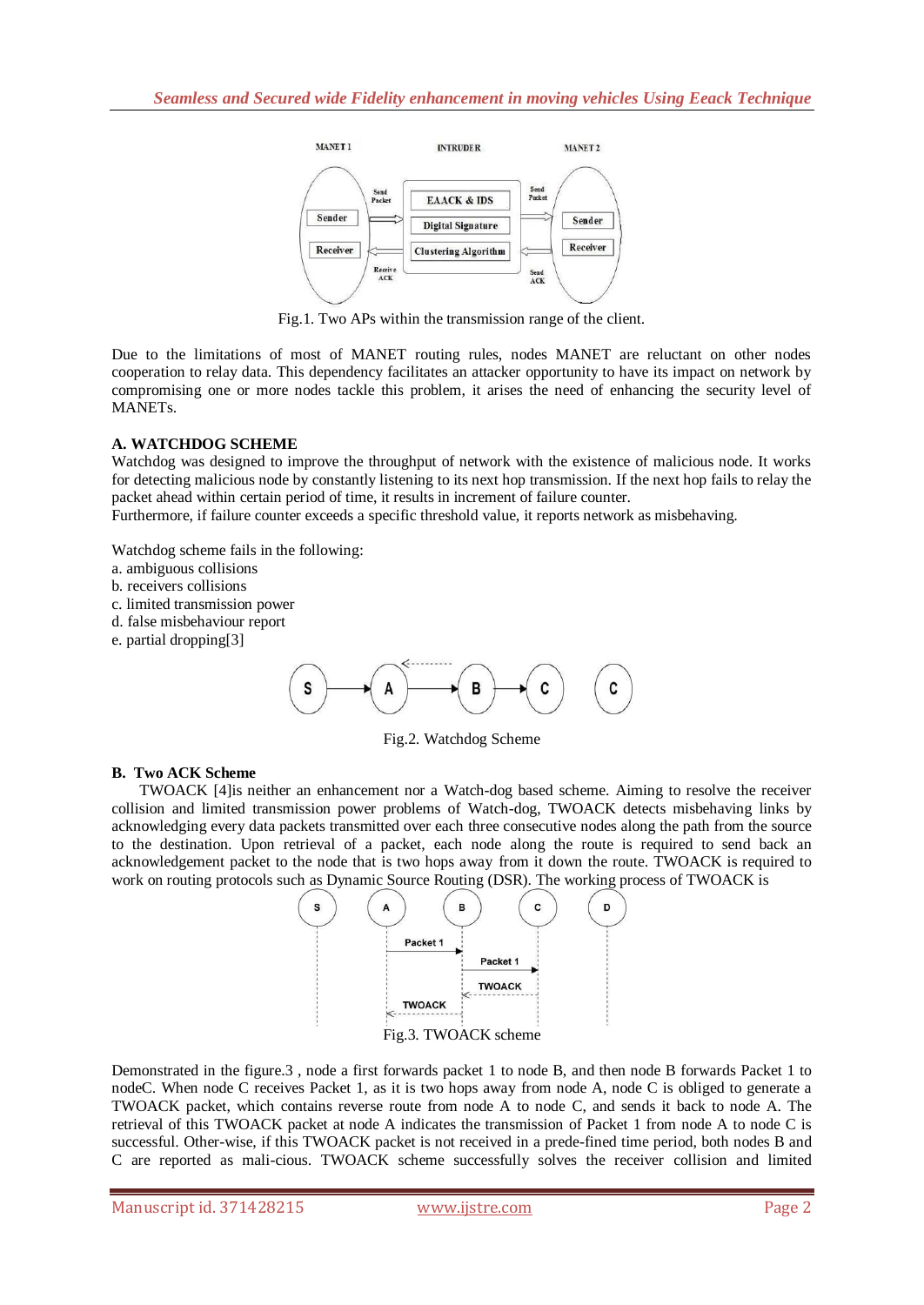Fig.1. Two APs within the transmission range of the client.

Due to the limitations of most of MANET routing rules, nodes MANET are reluctant on other nodes cooperation to relay data. This dependency facilitates an attacker opportunity to have its impact on network by compromising one or more nodes tackle this problem, it arises the need of enhancing the security level of MANETs.

### A. WATCHDOG SCHEME

Watchdog was designed to improve the throughput of network with the existence of malicious node. It works for detecting malicious node by constantly listening to its next hop transmission. If the next hop fails to relay the packet ahead within certain period of time, it results in increment of failure counter.

Furthermore, if failure counter exceeds a specific threshold value, it reports network as misbehaving.

Watchdog scheme fails in the following:

a. ambiguous collisions
b. receivers collisions
c. limited transmission power
d. false misbehaviour report
e. partial dropping[3]

Fig.2. Watchdog Scheme

### B. Two ACK Scheme

TWOACK [4]is neither an enhancement nor a Watch-dog based scheme. Aiming to resolve the receiver collision and limited transmission power problems of Watch-dog, TWOACK detects misbehaving links by acknowledging every data packets transmitted over each three consecutive nodes along the path from the source to the destination. Upon retrieval of a packet, each node along the route is required to send back an acknowledgement packet to the node that is two hops away from it down the route. TWOACK is required to work on routing protocols such as Dynamic Source Routing (DSR). The working process of TWOACK is

Fig.3. TWOACK scheme

Demonstrated in the figure.3 , node a first forwards packet 1 to node B, and then node B forwards Packet 1 to nodeC. When node C receives Packet 1, as it is two hops away from node A, node C is obliged to generate a TWOACK packet, which contains reverse route from node A to node C, and sends it back to node A. The retrieval of this TWOACK packet at node A indicates the transmission of Packet 1 from node A to node C is successful. Other-wise, if this TWOACK packet is not received in a prede-fined time period, both nodes B and C are reported as mali-cious. TWOACK scheme successfully solves the receiver collision and limited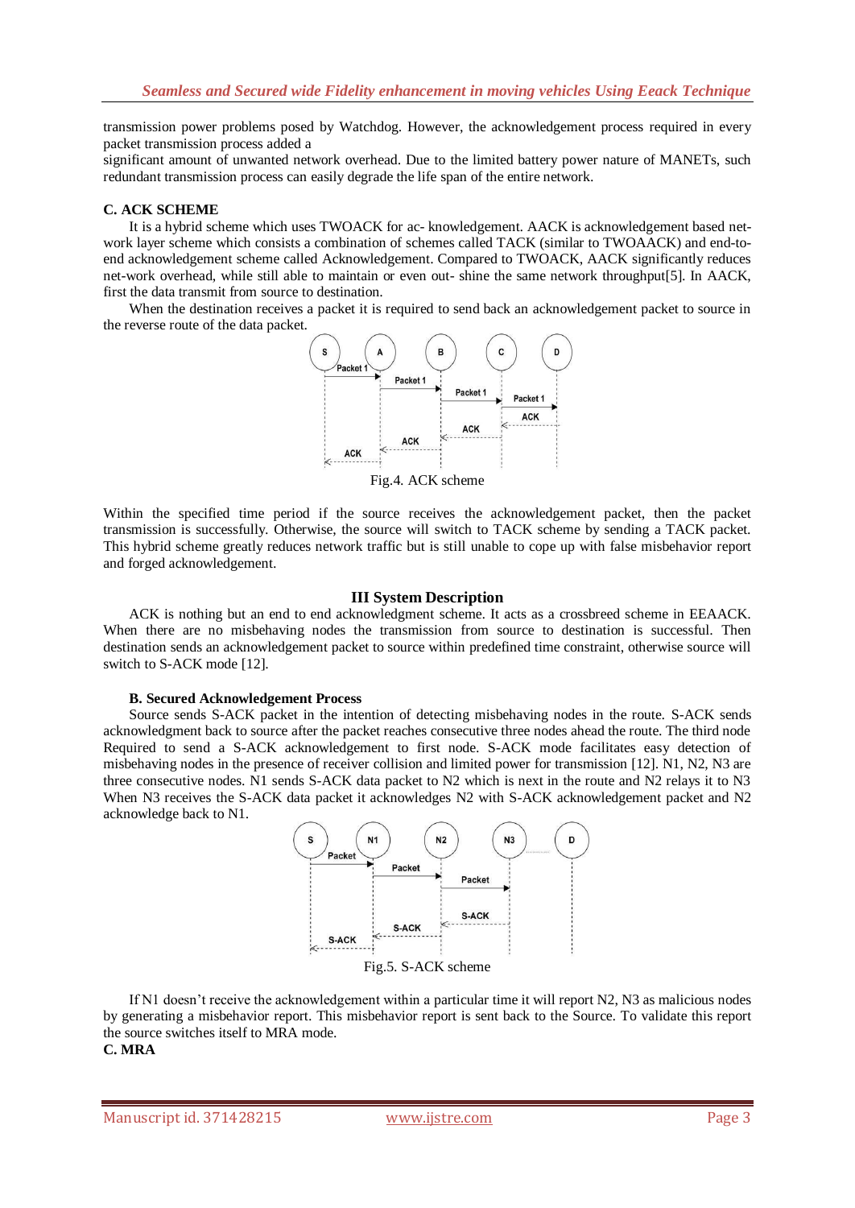transmission power problems posed by Watchdog. However, the acknowledgement process required in every packet transmission process added a
significant amount of unwanted network overhead. Due to the limited battery power nature of MANETs, such redundant transmission process can easily degrade the life span of the entire network.

**C. ACK SCHEME**

It is a hybrid scheme which uses TWOACK for ac- knowledgement. AACK is acknowledgement based net- work layer scheme which consists a combination of schemes called TACK (similar to TWOAACK) and end-to-end acknowledgement scheme called Acknowledgement. Compared to TWOACK, AACK significantly reduces net-work overhead, while still able to maintain or even out- shine the same network throughput[5]. In AACK, first the data transmit from source to destination.

When the destination receives a packet it is required to send back an acknowledgement packet to source in the reverse route of the data packet.

Fig.4. ACK scheme

Within the specified time period if the source receives the acknowledgement packet, then the packet transmission is successfully. Otherwise, the source will switch to TACK scheme by sending a TACK packet. This hybrid scheme greatly reduces network traffic but is still unable to cope up with false misbehavior report and forged acknowledgement.

## III System Description

ACK is nothing but an end to end acknowledgement scheme. It acts as a crossbreed scheme in EEAACK. When there are no misbehaving nodes the transmission from source to destination is successful. Then destination sends an acknowledgement packet to source within predefined time constraint, otherwise source will switch to S-ACK mode [12].

**B. Secured Acknowledgement Process**

Source sends S-ACK packet in the intention of detecting misbehaving nodes in the route. S-ACK sends acknowledgment back to source after the packet reaches consecutive three nodes ahead the route. The third node Required to send a S-ACK acknowledgement to first node. S-ACK mode facilitates easy detection of misbehaving nodes in the presence of receiver collision and limited power for transmission [12]. N1, N2, N3 are three consecutive nodes. N1 sends S-ACK data packet to N2 which is next in the route and N2 relays it to N3 When N3 receives the S-ACK data packet it acknowledges N2 with S-ACK acknowledgement packet and N2 acknowledge back to N1.

Fig.5. S-ACK scheme

If N1 doesn't receive the acknowledgement within a particular time it will report N2, N3 as malicious nodes by generating a misbehavior report. This misbehavior report is sent back to the Source. To validate this report the source switches itself to MRA mode.

**C. MRA**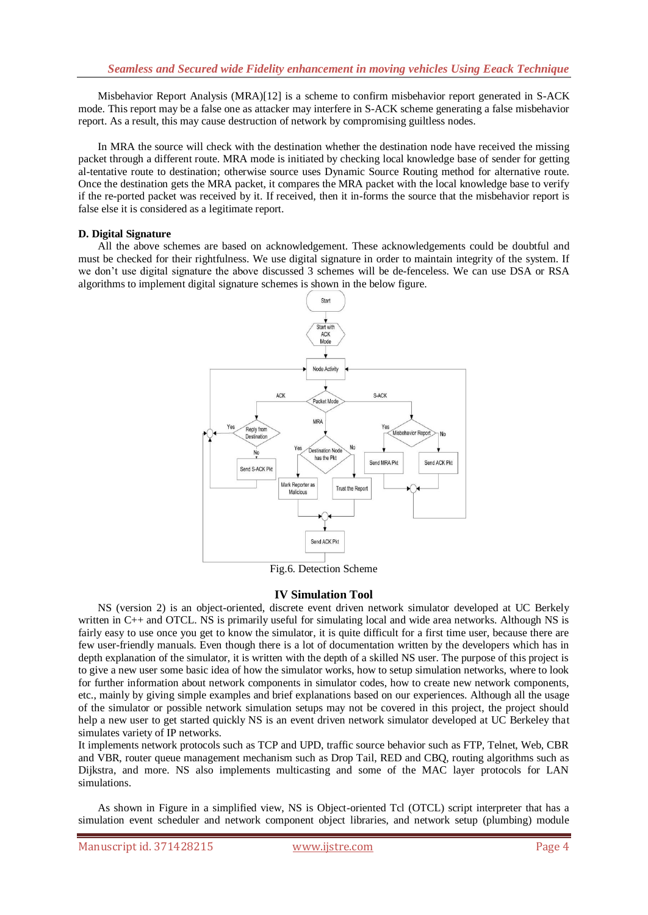Misbehavior Report Analysis (MRA)[12] is a scheme to confirm misbehavior report generated in S-ACK mode. This report may be a false one as attacker may interfere in S-ACK scheme generating a false misbehavior report. As a result, this may cause destruction of network by compromising guiltless nodes.

In MRA the source will check with the destination whether the destination node have received the missing packet through a different route. MRA mode is initiated by checking local knowledge base of sender for getting al-tentative route to destination; otherwise source uses Dynamic Source Routing method for alternative route. Once the destination gets the MRA packet, it compares the MRA packet with the local knowledge base to verify if the re-ported packet was received by it. If received, then it in-forms the source that the misbehavior report is false else it is considered as a legitimate report.

### D. Digital Signature

All the above schemes are based on acknowledgement. These acknowledgements could be doubtful and must be checked for their rightfulness. We use digital signature in order to maintain integrity of the system. If we don't use digital signature the above discussed 3 schemes will be de-fenceless. We can use DSA or RSA algorithms to implement digital signature schemes is shown in the below figure.

Fig.6. Detection Scheme

## IV Simulation Tool

NS (version 2) is an object-oriented, discrete event driven network simulator developed at UC Berkely written in C++ and OTCL. NS is primarily useful for simulating local and wide area networks. Although NS is fairly easy to use once you get to know the simulator, it is quite difficult for a first time user, because there are few user-friendly manuals. Even though there is a lot of documentation written by the developers which has in depth explanation of the simulator, it is written with the depth of a skilled NS user. The purpose of this project is to give a new user some basic idea of how the simulator works, how to setup simulation networks, where to look for further information about network components in simulator codes, how to create new network components, etc., mainly by giving simple examples and brief explanations based on our experiences. Although all the usage of the simulator or possible network simulation setups may not be covered in this project, the project should help a new user to get started quickly NS is an event driven network simulator developed at UC Berkeley that simulates variety of IP networks.
It implements network protocols such as TCP and UPD, traffic source behavior such as FTP, Telnet, Web, CBR and VBR, router queue management mechanism such as Drop Tail, RED and CBQ, routing algorithms such as Dijkstra, and more. NS also implements multicasting and some of the MAC layer protocols for LAN simulations.

As shown in Figure in a simplified view, NS is Object-oriented Tcl (OTCL) script interpreter that has a simulation event scheduler and network component object libraries, and network setup (plumbing) module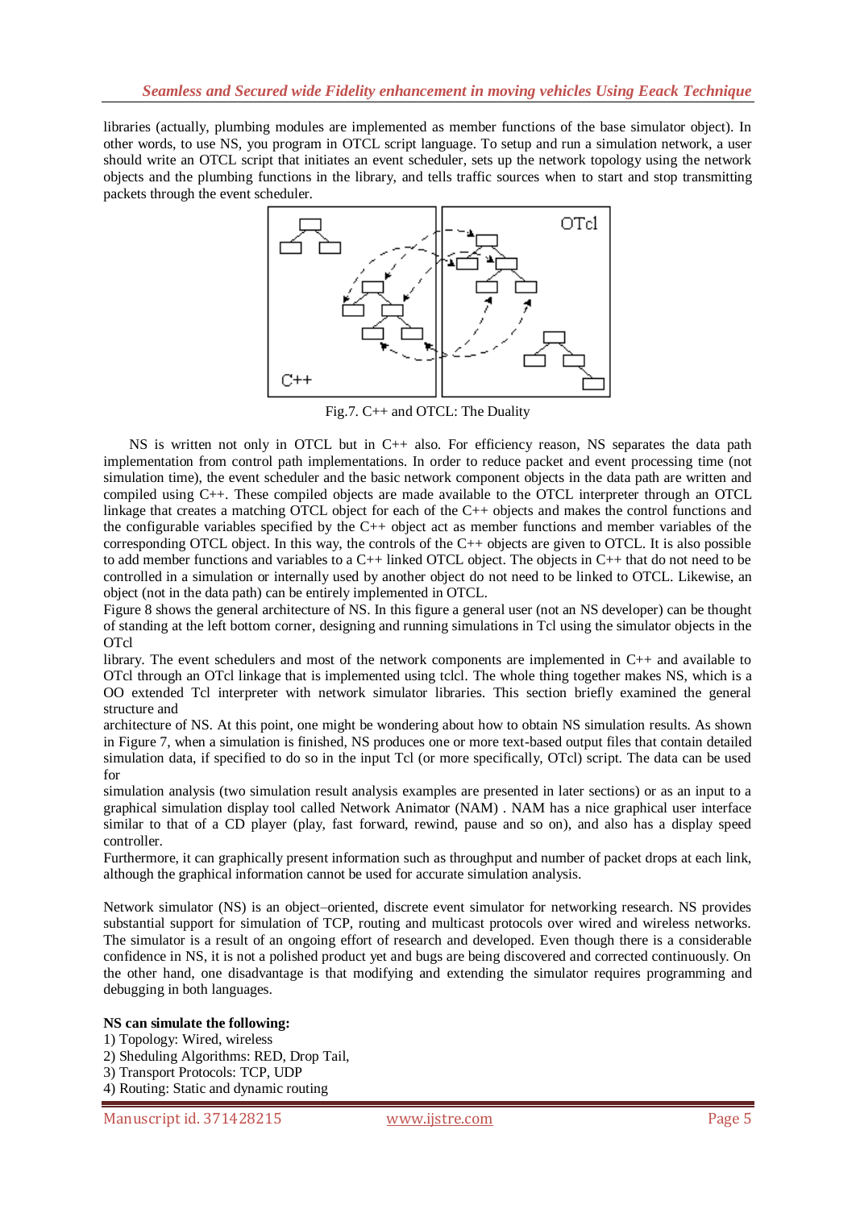libraries (actually, plumbing modules are implemented as member functions of the base simulator object). In other words, to use NS, you program in OTCL script language. To setup and run a simulation network, a user should write an OTCL script that initiates an event scheduler, sets up the network topology using the network objects and the plumbing functions in the library, and tells traffic sources when to start and stop transmitting packets through the event scheduler.

Fig.7. C++ and OTCL: The Duality

NS is written not only in OTCL but in C++ also. For efficiency reason, NS separates the data path implementation from control path implementations. In order to reduce packet and event processing time (not simulation time), the event scheduler and the basic network component objects in the data path are written and compiled using C++. These compiled objects are made available to the OTCL interpreter through an OTCL linkage that creates a matching OTCL object for each of the C++ objects and makes the control functions and the configurable variables specified by the C++ object act as member functions and member variables of the corresponding OTCL object. In this way, the controls of the C++ objects are given to OTCL. It is also possible to add member functions and variables to a C++ linked OTCL object. The objects in C++ that do not need to be controlled in a simulation or internally used by another object do not need to be linked to OTCL. Likewise, an object (not in the data path) can be entirely implemented in OTCL.

Figure 8 shows the general architecture of NS. In this figure a general user (not an NS developer) can be thought of standing at the left bottom corner, designing and running simulations in Tcl using the simulator objects in the OTcl

library. The event schedulers and most of the network components are implemented in C++ and available to OTcl through an OTcl linkage that is implemented using tclcl. The whole thing together makes NS, which is a OO extended Tcl interpreter with network simulator libraries. This section briefly examined the general structure and

architecture of NS. At this point, one might be wondering about how to obtain NS simulation results. As shown in Figure 7, when a simulation is finished, NS produces one or more text-based output files that contain detailed simulation data, if specified to do so in the input Tcl (or more specifically, OTcl) script. The data can be used for

simulation analysis (two simulation result analysis examples are presented in later sections) or as an input to a graphical simulation display tool called Network Animator (NAM) . NAM has a nice graphical user interface similar to that of a CD player (play, fast forward, rewind, pause and so on), and also has a display speed controller.

Furthermore, it can graphically present information such as throughput and number of packet drops at each link, although the graphical information cannot be used for accurate simulation analysis.

Network simulator (NS) is an object–oriented, discrete event simulator for networking research. NS provides substantial support for simulation of TCP, routing and multicast protocols over wired and wireless networks. The simulator is a result of an ongoing effort of research and developed. Even though there is a considerable confidence in NS, it is not a polished product yet and bugs are being discovered and corrected continuously. On the other hand, one disadvantage is that modifying and extending the simulator requires programming and debugging in both languages.

**NS can simulate the following:**

1) Topology: Wired, wireless
2) Sheduling Algorithms: RED, Drop Tail,
3) Transport Protocols: TCP, UDP
4) Routing: Static and dynamic routing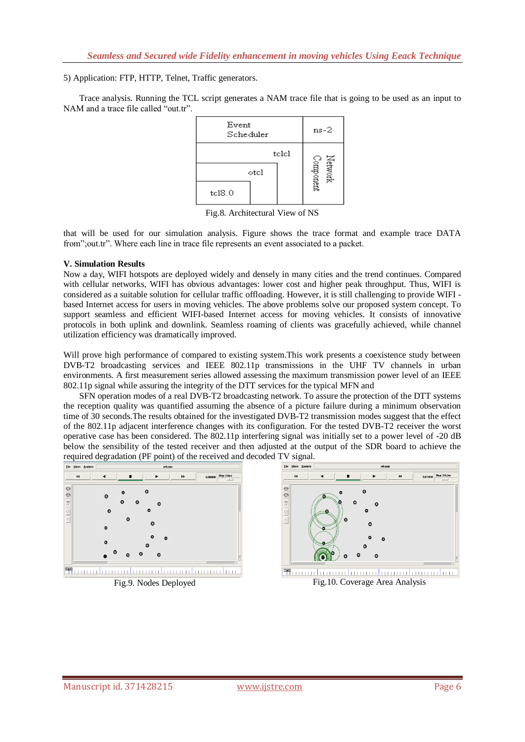5) Application: FTP, HTTP, Telnet, Traffic generators.

Trace analysis. Running the TCL script generates a NAM trace file that is going to be used as an input to NAM and a trace file called "out.tr".

| Event Scheduler | ns-2 |
|---|---|
| tclcl | Network Component |
| otcl | |
| tcl8.0 | |

Fig.8. Architectural View of NS

that will be used for our simulation analysis. Figure shows the trace format and example trace DATA from";out.tr". Where each line in trace file represents an event associated to a packet.

**V. Simulation Results**

Now a day, WIFI hotspots are deployed widely and densely in many cities and the trend continues. Compared with cellular networks, WIFI has obvious advantages: lower cost and higher peak throughput. Thus, WIFI is considered as a suitable solution for cellular traffic offloading. However, it is still challenging to provide WIFI -based Internet access for users in moving vehicles. The above problems solve our proposed system concept. To support seamless and efficient WIFI-based Internet access for moving vehicles. It consists of innovative protocols in both uplink and downlink. Seamless roaming of clients was gracefully achieved, while channel utilization efficiency was dramatically improved.

Will prove high performance of compared to existing system.This work presents a coexistence study between DVB-T2 broadcasting services and IEEE 802.11p transmissions in the UHF TV channels in urban environments. A first measurement series allowed assessing the maximum transmission power level of an IEEE 802.11p signal while assuring the integrity of the DTT services for the typical MFN and

SFN operation modes of a real DVB-T2 broadcasting network. To assure the protection of the DTT systems the reception quality was quantified assuming the absence of a picture failure during a minimum observation time of 30 seconds.The results obtained for the investigated DVB-T2 transmission modes suggest that the effect of the 802.11p adjacent interference changes with its configuration. For the tested DVB-T2 receiver the worst operative case has been considered. The 802.11p interfering signal was initially set to a power level of -20 dB below the sensibility of the tested receiver and then adjusted at the output of the SDR board to achieve the required degradation (PF point) of the received and decoded TV signal.

Fig.9. Nodes Deployed

Fig.10. Coverage Area Analysis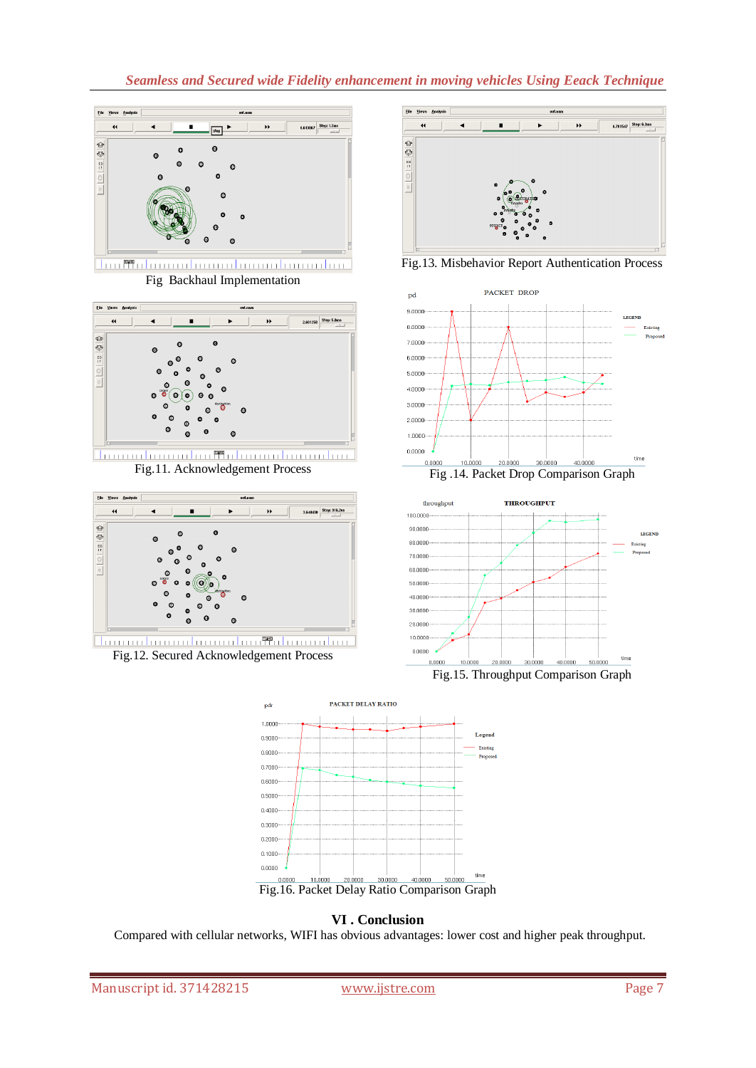Fig Backhaul Implementation

Fig.13. Misbehavior Report Authentication Process

Fig.11. Acknowledgement Process

Fig .14. Packet Drop Comparison Graph

Fig.12. Secured Acknowledgement Process

Fig.15. Throughput Comparison Graph

Fig.16. Packet Delay Ratio Comparison Graph

## VI . Conclusion

Compared with cellular networks, WIFI has obvious advantages: lower cost and higher peak throughput.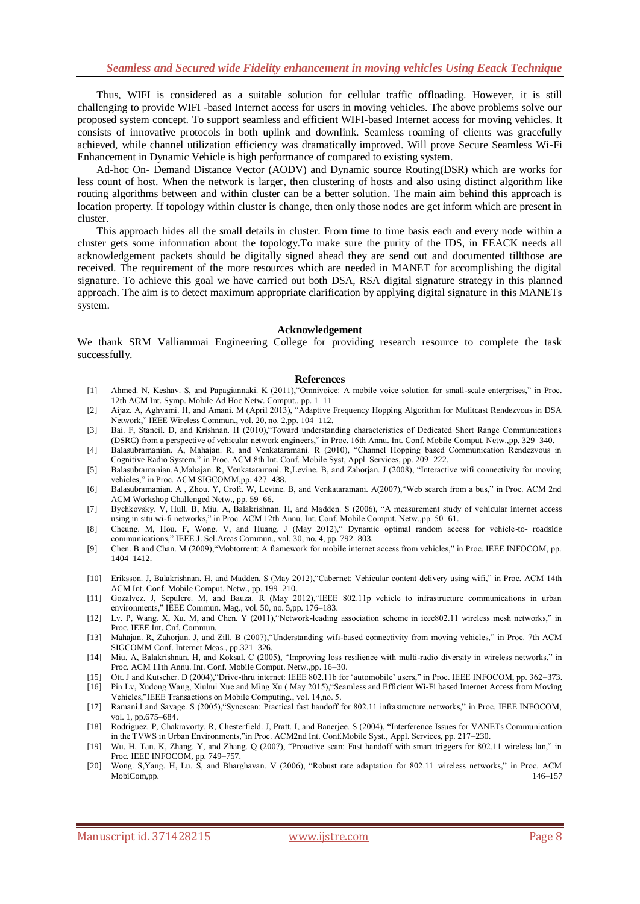Thus, WIFI is considered as a suitable solution for cellular traffic offloading. However, it is still challenging to provide WIFI -based Internet access for users in moving vehicles. The above problems solve our proposed system concept. To support seamless and efficient WIFI-based Internet access for moving vehicles. It consists of innovative protocols in both uplink and downlink. Seamless roaming of clients was gracefully achieved, while channel utilization efficiency was dramatically improved. Will prove Secure Seamless Wi-Fi Enhancement in Dynamic Vehicle is high performance of compared to existing system.

Ad-hoc On- Demand Distance Vector (AODV) and Dynamic source Routing(DSR) which are works for less count of host. When the network is larger, then clustering of hosts and also using distinct algorithm like routing algorithms between and within cluster can be a better solution. The main aim behind this approach is location property. If topology within cluster is change, then only those nodes are get inform which are present in cluster.

This approach hides all the small details in cluster. From time to time basis each and every node within a cluster gets some information about the topology.To make sure the purity of the IDS, in EEACK needs all acknowledgement packets should be digitally signed ahead they are send out and documented tillthose are received. The requirement of the more resources which are needed in MANET for accomplishing the digital signature. To achieve this goal we have carried out both DSA, RSA digital signature strategy in this planned approach. The aim is to detect maximum appropriate clarification by applying digital signature in this MANETs system.

## Acknowledgement

We thank SRM Valliammai Engineering College for providing research resource to complete the task successfully.

## References

[1] Ahmed. N, Keshav. S, and Papagiannaki. K (2011),"Omnivoice: A mobile voice solution for small-scale enterprises," in Proc. 12th ACM Int. Symp. Mobile Ad Hoc Netw. Comput., pp. 1–11

[2] Aijaz. A, Aghvami. H, and Amani. M (April 2013), "Adaptive Frequency Hopping Algorithm for Mulitcast Rendezvous in DSA Network," IEEE Wireless Commun., vol. 20, no. 2,pp. 104–112.

[3] Bai. F, Stancil. D, and Krishnan. H (2010),"Toward understanding characteristics of Dedicated Short Range Communications (DSRC) from a perspective of vehicular network engineers," in Proc. 16th Annu. Int. Conf. Mobile Comput. Netw.,pp. 329–340.

[4] Balasubramanian. A, Mahajan. R, and Venkataramani. R (2010), "Channel Hopping based Communication Rendezvous in Cognitive Radio System," in Proc. ACM 8th Int. Conf. Mobile Syst, Appl. Services, pp. 209–222.

[5] Balasubramanian.A,Mahajan. R, Venkataramani. R,Levine. B, and Zahorjan. J (2008), "Interactive wifi connectivity for moving vehicles," in Proc. ACM SIGCOMM,pp. 427–438.

[6] Balasubramanian. A , Zhou. Y, Croft. W, Levine. B, and Venkataramani. A(2007),"Web search from a bus," in Proc. ACM 2nd ACM Workshop Challenged Netw., pp. 59–66.

[7] Bychkovsky. V, Hull. B, Miu. A, Balakrishnan. H, and Madden. S (2006), "A measurement study of vehicular internet access using in situ wi-fi networks," in Proc. ACM 12th Annu. Int. Conf. Mobile Comput. Netw.,pp. 50–61.

[8] Cheung. M, Hou. F, Wong. V, and Huang. J (May 2012)," Dynamic optimal random access for vehicle-to- roadside communications," IEEE J. Sel.Areas Commun., vol. 30, no. 4, pp. 792–803.

[9] Chen. B and Chan. M (2009),"Mobtorrent: A framework for mobile internet access from vehicles," in Proc. IEEE INFOCOM, pp. 1404–1412.

[10] Eriksson. J, Balakrishnan. H, and Madden. S (May 2012),"Cabernet: Vehicular content delivery using wifi," in Proc. ACM 14th ACM Int. Conf. Mobile Comput. Netw., pp. 199–210.

[11] Gozalvez. J, Sepulcre. M, and Bauza. R (May 2012),"IEEE 802.11p vehicle to infrastructure communications in urban environments," IEEE Commun. Mag., vol. 50, no. 5,pp. 176–183.

[12] Lv. P, Wang. X, Xu. M, and Chen. Y (2011),"Network-leading association scheme in ieee802.11 wireless mesh networks," in Proc. IEEE Int. Cnf. Commun.

[13] Mahajan. R, Zahorjan. J, and Zill. B (2007),"Understanding wifi-based connectivity from moving vehicles," in Proc. 7th ACM SIGCOMM Conf. Internet Meas., pp.321–326.

[14] Miu. A, Balakrishnan. H, and Koksal. C (2005), "Improving loss resilience with multi-radio diversity in wireless networks," in Proc. ACM 11th Annu. Int. Conf. Mobile Comput. Netw.,pp. 16–30.

[15] Ott. J and Kutscher. D (2004),"Drive-thru internet: IEEE 802.11b for 'automobile' users," in Proc. IEEE INFOCOM, pp. 362–373.

[16] Pin Lv, Xudong Wang, Xiuhui Xue and Ming Xu ( May 2015),"Seamless and Efficient Wi-Fi based Internet Access from Moving Vehicles,"IEEE Transactions on Mobile Computing., vol. 14,no. 5.

[17] Ramani.I and Savage. S (2005),"Syncscan: Practical fast handoff for 802.11 infrastructure networks," in Proc. IEEE INFOCOM, vol. 1, pp.675–684.

[18] Rodriguez. P, Chakravorty. R, Chesterfield. J, Pratt. I, and Banerjee. S (2004), "Interference Issues for VANETs Communication in the TVWS in Urban Environments,"in Proc. ACM2nd Int. Conf.Mobile Syst., Appl. Services, pp. 217–230.

[19] Wu. H, Tan. K, Zhang. Y, and Zhang. Q (2007), "Proactive scan: Fast handoff with smart triggers for 802.11 wireless lan," in Proc. IEEE INFOCOM, pp. 749–757.

[20] Wong. S,Yang. H, Lu. S, and Bharghavan. V (2006), "Robust rate adaptation for 802.11 wireless networks," in Proc. ACM MobiCom,pp. 146–157